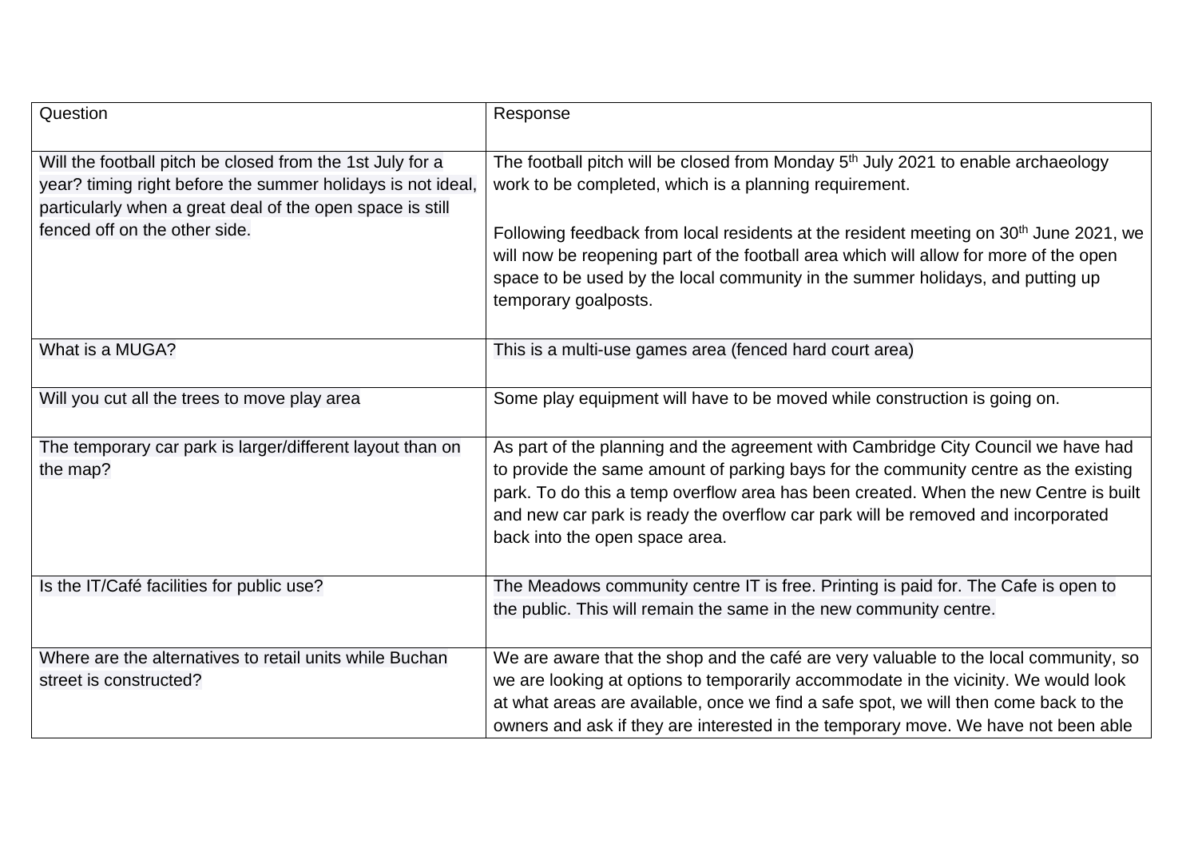| Question | Response |
| --- | --- |
| Will the football pitch be closed from the 1st July for a year? timing right before the summer holidays is not ideal, particularly when a great deal of the open space is still fenced off on the other side. | The football pitch will be closed from Monday 5th July 2021 to enable archaeology work to be completed, which is a planning requirement.<br><br>Following feedback from local residents at the resident meeting on 30th June 2021, we will now be reopening part of the football area which will allow for more of the open space to be used by the local community in the summer holidays, and putting up temporary goalposts. |
| What is a MUGA? | This is a multi-use games area (fenced hard court area) |
| Will you cut all the trees to move play area | Some play equipment will have to be moved while construction is going on. |
| The temporary car park is larger/different layout than on the map? | As part of the planning and the agreement with Cambridge City Council we have had to provide the same amount of parking bays for the community centre as the existing park. To do this a temp overflow area has been created. When the new Centre is built and new car park is ready the overflow car park will be removed and incorporated back into the open space area. |
| Is the IT/Café facilities for public use? | The Meadows community centre IT is free. Printing is paid for. The Cafe is open to the public. This will remain the same in the new community centre. |
| Where are the alternatives to retail units while Buchan street is constructed? | We are aware that the shop and the café are very valuable to the local community, so we are looking at options to temporarily accommodate in the vicinity. We would look at what areas are available, once we find a safe spot, we will then come back to the owners and ask if they are interested in the temporary move. We have not been able |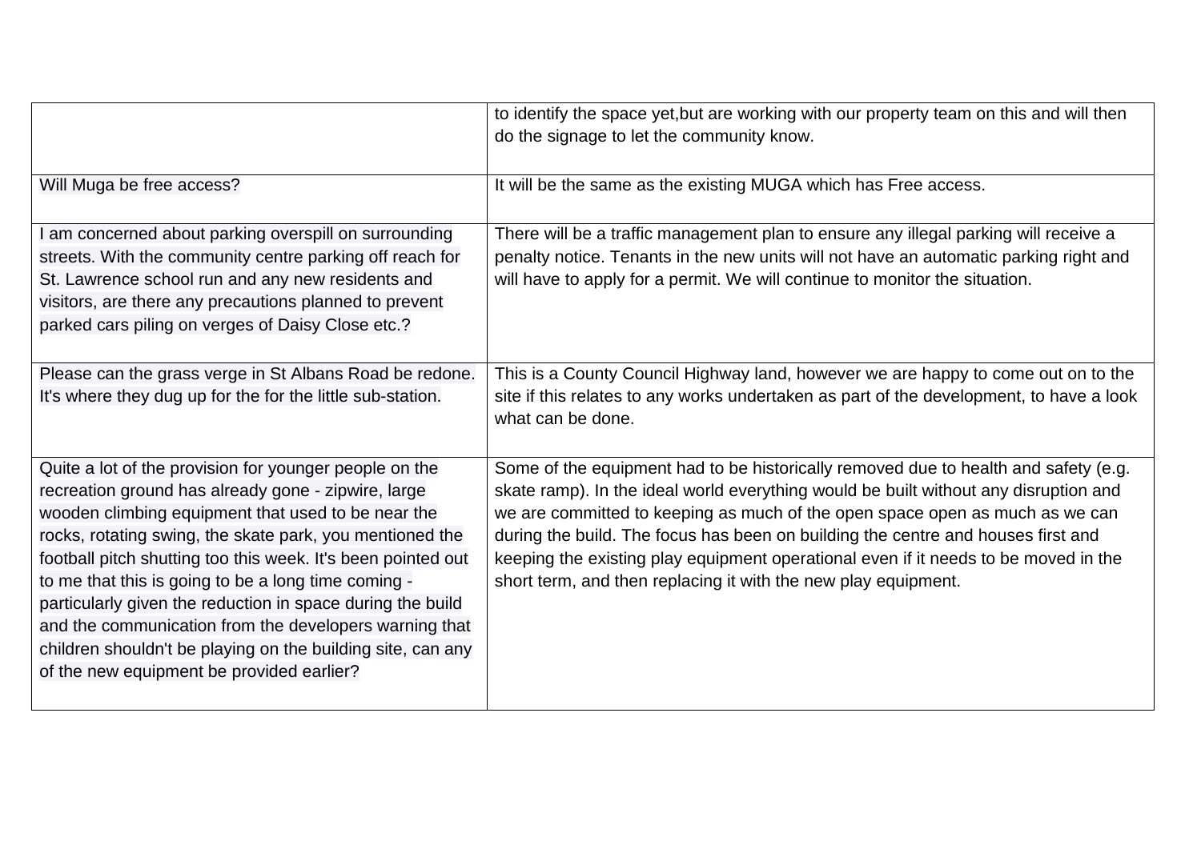| | |
|---|---|
| | to identify the space yet,but are working with our property team on this and will then do the signage to let the community know. |
| Will Muga be free access? | It will be the same as the existing MUGA which has Free access. |
| I am concerned about parking overspill on surrounding streets. With the community centre parking off reach for St. Lawrence school run and any new residents and visitors, are there any precautions planned to prevent parked cars piling on verges of Daisy Close etc.? | There will be a traffic management plan to ensure any illegal parking will receive a penalty notice. Tenants in the new units will not have an automatic parking right and will have to apply for a permit. We will continue to monitor the situation. |
| Please can the grass verge in St Albans Road be redone. It's where they dug up for the for the little sub-station. | This is a County Council Highway land, however we are happy to come out on to the site if this relates to any works undertaken as part of the development, to have a look what can be done. |
| Quite a lot of the provision for younger people on the recreation ground has already gone - zipwire, large wooden climbing equipment that used to be near the rocks, rotating swing, the skate park, you mentioned the football pitch shutting too this week. It's been pointed out to me that this is going to be a long time coming - particularly given the reduction in space during the build and the communication from the developers warning that children shouldn't be playing on the building site, can any of the new equipment be provided earlier? | Some of the equipment had to be historically removed due to health and safety (e.g. skate ramp). In the ideal world everything would be built without any disruption and we are committed to keeping as much of the open space open as much as we can during the build. The focus has been on building the centre and houses first and keeping the existing play equipment operational even if it needs to be moved in the short term, and then replacing it with the new play equipment. |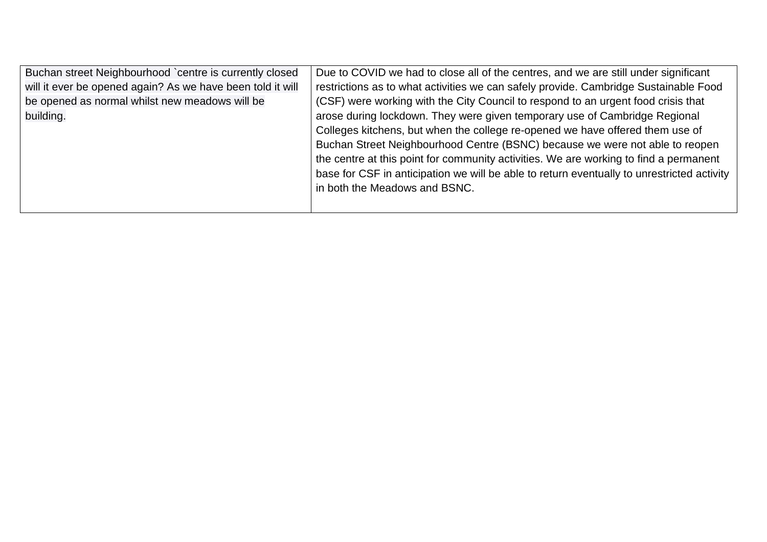| | |
|---|---|
| Buchan street Neighbourhood `centre is currently closed will it ever be opened again? As we have been told it will be opened as normal whilst new meadows will be building. | Due to COVID we had to close all of the centres, and we are still under significant restrictions as to what activities we can safely provide. Cambridge Sustainable Food (CSF) were working with the City Council to respond to an urgent food crisis that arose during lockdown. They were given temporary use of Cambridge Regional Colleges kitchens, but when the college re-opened we have offered them use of Buchan Street Neighbourhood Centre (BSNC) because we were not able to reopen the centre at this point for community activities. We are working to find a permanent base for CSF in anticipation we will be able to return eventually to unrestricted activity in both the Meadows and BSNC. |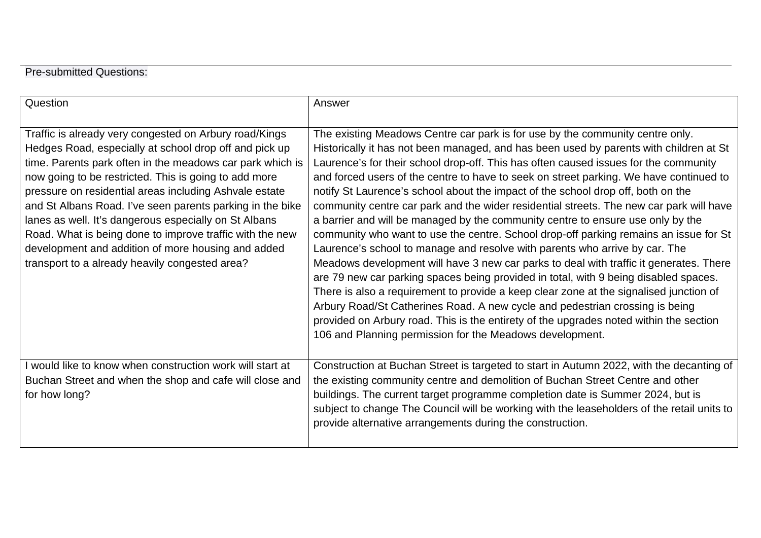Pre-submitted Questions:

| Question | Answer |
| --- | --- |
| Traffic is already very congested on Arbury road/Kings Hedges Road, especially at school drop off and pick up time. Parents park often in the meadows car park which is now going to be restricted. This is going to add more pressure on residential areas including Ashvale estate and St Albans Road. I've seen parents parking in the bike lanes as well. It's dangerous especially on St Albans Road. What is being done to improve traffic with the new development and addition of more housing and added transport to a already heavily congested area? | The existing Meadows Centre car park is for use by the community centre only. Historically it has not been managed, and has been used by parents with children at St Laurence's for their school drop-off. This has often caused issues for the community and forced users of the centre to have to seek on street parking. We have continued to notify St Laurence's school about the impact of the school drop off, both on the community centre car park and the wider residential streets. The new car park will have a barrier and will be managed by the community centre to ensure use only by the community who want to use the centre. School drop-off parking remains an issue for St Laurence's school to manage and resolve with parents who arrive by car. The Meadows development will have 3 new car parks to deal with traffic it generates. There are 79 new car parking spaces being provided in total, with 9 being disabled spaces. There is also a requirement to provide a keep clear zone at the signalised junction of Arbury Road/St Catherines Road. A new cycle and pedestrian crossing is being provided on Arbury road. This is the entirety of the upgrades noted within the section 106 and Planning permission for the Meadows development. |
| I would like to know when construction work will start at Buchan Street and when the shop and cafe will close and for how long? | Construction at Buchan Street is targeted to start in Autumn 2022, with the decanting of the existing community centre and demolition of Buchan Street Centre and other buildings. The current target programme completion date is Summer 2024, but is subject to change The Council will be working with the leaseholders of the retail units to provide alternative arrangements during the construction. |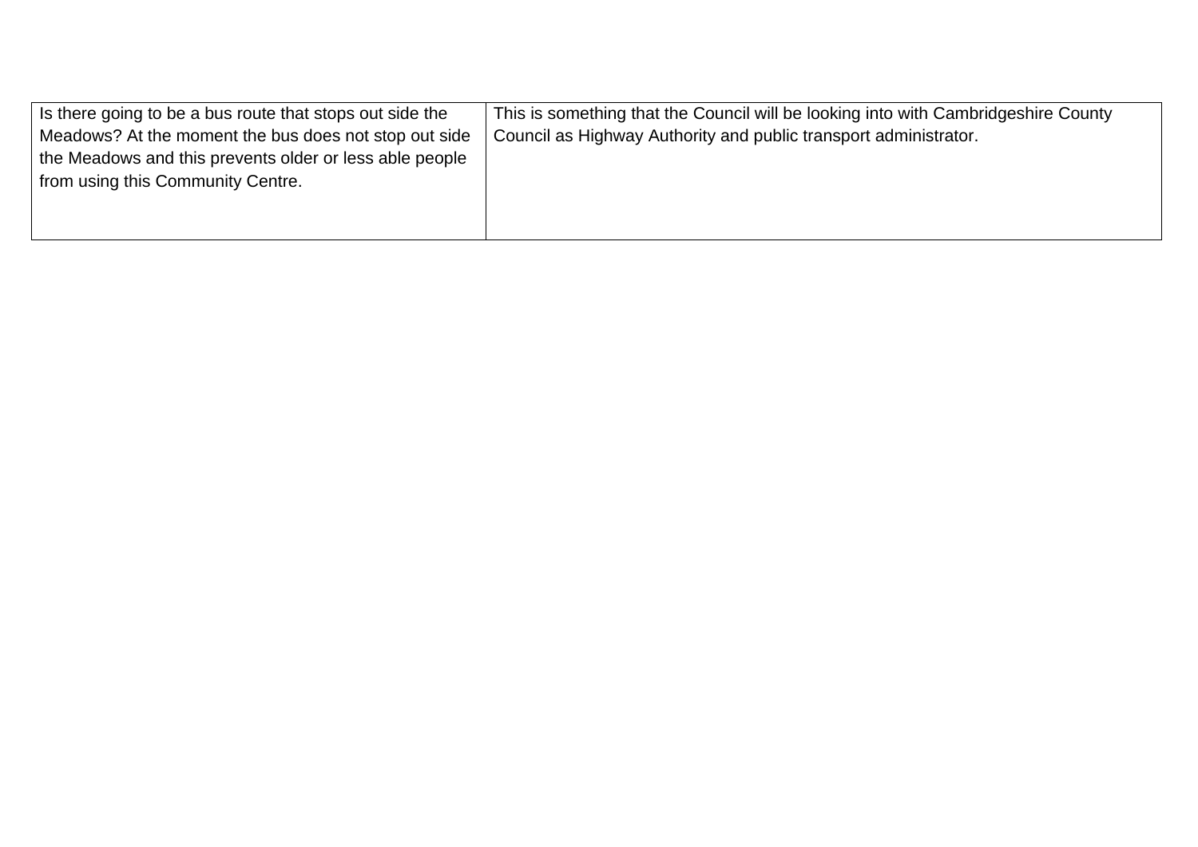| | |
|---|---|
| Is there going to be a bus route that stops out side the Meadows? At the moment the bus does not stop out side the Meadows and this prevents older or less able people from using this Community Centre. | This is something that the Council will be looking into with Cambridgeshire County Council as Highway Authority and public transport administrator. |